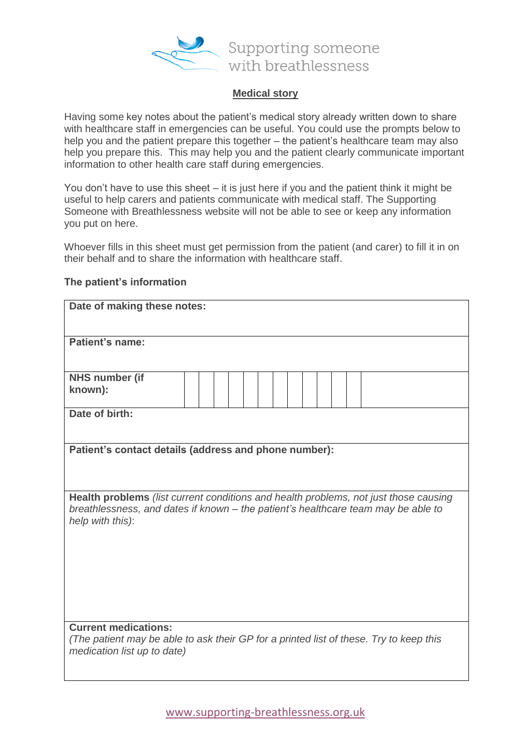Supporting someone with breathlessness

## Medical story

Having some key notes about the patient's medical story already written down to share with healthcare staff in emergencies can be useful. You could use the prompts below to help you and the patient prepare this together – the patient's healthcare team may also help you prepare this. This may help you and the patient clearly communicate important information to other health care staff during emergencies.

You don't have to use this sheet – it is just here if you and the patient think it might be useful to help carers and patients communicate with medical staff. The Supporting Someone with Breathlessness website will not be able to see or keep any information you put on here.

Whoever fills in this sheet must get permission from the patient (and carer) to fill in it on their behalf and to share the information with healthcare staff.

### The patient's information

| | | | | | | | | | | | | |
|---|---|---|---|---|---|---|---|---|---|---|---|---|
| **Date of making these notes:** | | | | | | | | | | | | |
| **Patient's name:** | | | | | | | | | | | | |
| **NHS number (if known):** | | | | | | | | | | | | |
| **Date of birth:** | | | | | | | | | | | | |
| **Patient's contact details (address and phone number):** | | | | | | | | | | | | |
| **Health problems** *(list current conditions and health problems, not just those causing breathlessness, and dates if known – the patient's healthcare team may be able to help with this)*: | | | | | | | | | | | | |
| **Current medications:** *(The patient may be able to ask their GP for a printed list of these. Try to keep this medication list up to date)* | | | | | | | | | | | | |

www.supporting-breathlessness.org.uk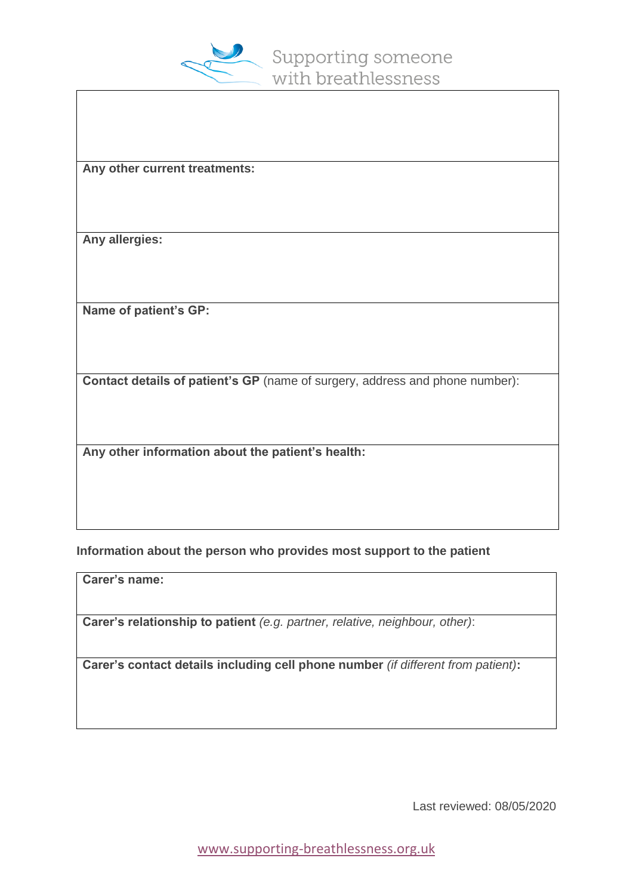**Any other current treatments:**

**Any allergies:**

**Name of patient's GP:**

**Contact details of patient's GP** (name of surgery, address and phone number):

**Any other information about the patient's health:**

**Information about the person who provides most support to the patient**

**Carer's name:**

**Carer's relationship to patient** *(e.g. partner, relative, neighbour, other)*:

**Carer's contact details including cell phone number** *(if different from patient)***:**

Last reviewed: 08/05/2020

www.supporting-breathlessness.org.uk